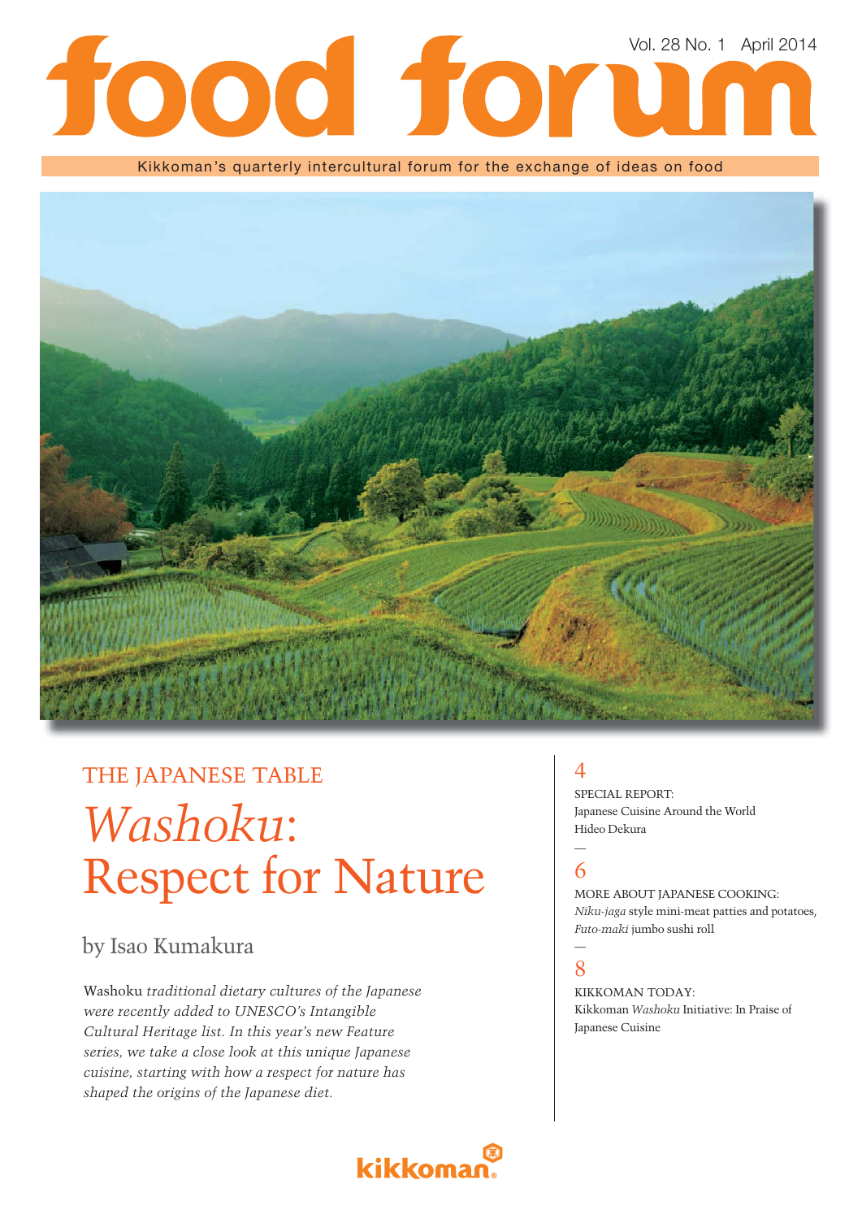# food forum

Vol. 28 No. 1 April 2014

Kikkoman's quarterly intercultural forum for the exchange of ideas on food

## THE JAPANESE TABLE

# *Washoku*: Respect for Nature

by Isao Kumakura

Washoku *traditional dietary cultures of the Japanese were recently added to UNESCO's Intangible Cultural Heritage list. In this year's new Feature series, we take a close look at this unique Japanese cuisine, starting with how a respect for nature has shaped the origins of the Japanese diet.*

4

SPECIAL REPORT:
Japanese Cuisine Around the World
Hideo Dekura

6

MORE ABOUT JAPANESE COOKING:
*Niku-jaga* style mini-meat patties and potatoes,
*Futo-maki* jumbo sushi roll

8

KIKKOMAN TODAY:
Kikkoman *Washoku* Initiative: In Praise of Japanese Cuisine

kikkoman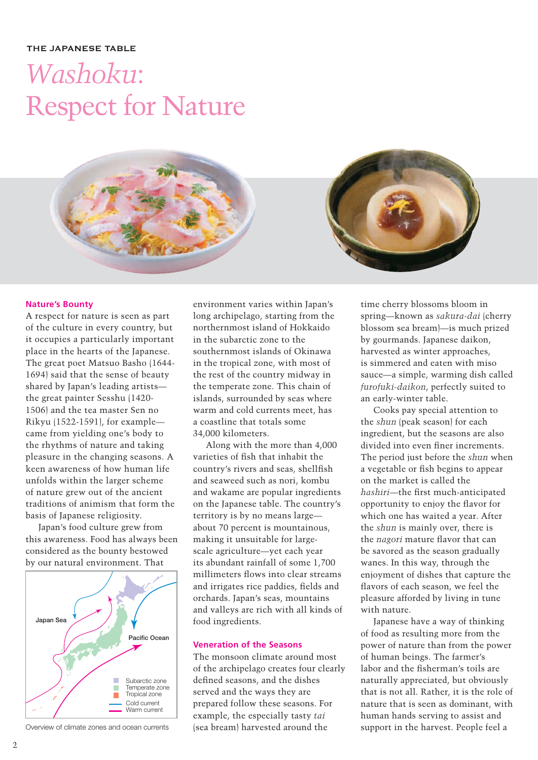THE JAPANESE TABLE

# *Washoku*: Respect for Nature

## Nature's Bounty

A respect for nature is seen as part of the culture in every country, but it occupies a particularly important place in the hearts of the Japanese. The great poet Matsuo Basho (1644-1694) said that the sense of beauty shared by Japan's leading artists—the great painter Sesshu (1420-1506) and the tea master Sen no Rikyu (1522-1591), for example—came from yielding one's body to the rhythms of nature and taking pleasure in the changing seasons. A keen awareness of how human life unfolds within the larger scheme of nature grew out of the ancient traditions of animism that form the basis of Japanese religiosity.

Japan's food culture grew from this awareness. Food has always been considered as the bounty bestowed by our natural environment. That environment varies within Japan's long archipelago, starting from the northernmost island of Hokkaido in the subarctic zone to the southernmost islands of Okinawa in the tropical zone, with most of the rest of the country midway in the temperate zone. This chain of islands, surrounded by seas where warm and cold currents meet, has a coastline that totals some 34,000 kilometers.

Along with the more than 4,000 varieties of fish that inhabit the country's rivers and seas, shellfish and seaweed such as nori, kombu and wakame are popular ingredients on the Japanese table. The country's territory is by no means large—about 70 percent is mountainous, making it unsuitable for large-scale agriculture—yet each year its abundant rainfall of some 1,700 millimeters flows into clear streams and irrigates rice paddies, fields and orchards. Japan's seas, mountains and valleys are rich with all kinds of food ingredients.

Japan Sea

Pacific Ocean

Subarctic zone
Temperate zone
Tropical zone
Cold current
Warm current

Overview of climate zones and ocean currents

## Veneration of the Seasons

The monsoon climate around most of the archipelago creates four clearly defined seasons, and the dishes served and the ways they are prepared follow these seasons. For example, the especially tasty *tai* (sea bream) harvested around the time cherry blossoms bloom in spring—known as *sakura-dai* (cherry blossom sea bream)—is much prized by gourmands. Japanese daikon, harvested as winter approaches, is simmered and eaten with miso sauce—a simple, warming dish called *furofuki-daikon*, perfectly suited to an early-winter table.

Cooks pay special attention to the *shun* (peak season) for each ingredient, but the seasons are also divided into even finer increments. The period just before the *shun* when a vegetable or fish begins to appear on the market is called the *hashiri*—the first much-anticipated opportunity to enjoy the flavor for which one has waited a year. After the *shun* is mainly over, there is the *nagori* mature flavor that can be savored as the season gradually wanes. In this way, through the enjoyment of dishes that capture the flavors of each season, we feel the pleasure afforded by living in tune with nature.

Japanese have a way of thinking of food as resulting more from the power of nature than from the power of human beings. The farmer's labor and the fisherman's toils are naturally appreciated, but obviously that is not all. Rather, it is the role of nature that is seen as dominant, with human hands serving to assist and support in the harvest. People feel a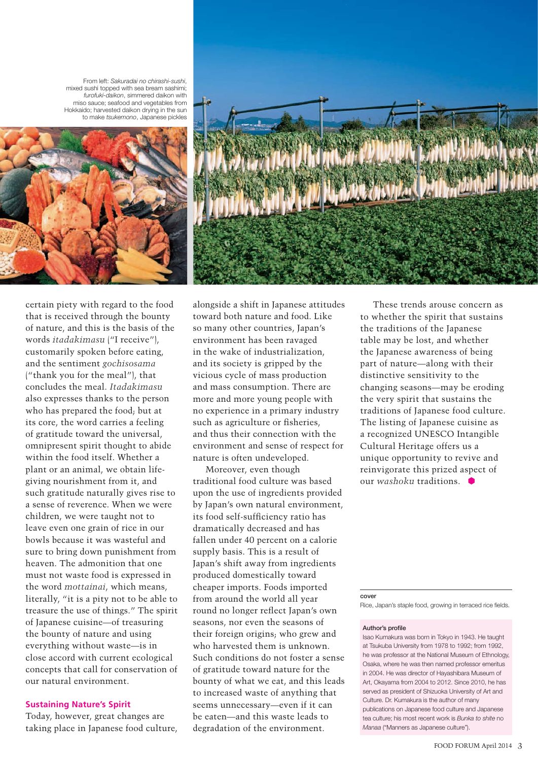From left: *Sakuradai no chirashi-sushi*, mixed sushi topped with sea bream sashimi; *furofuki-daikon*, simmered daikon with miso sauce; seafood and vegetables from Hokkaido; harvested daikon drying in the sun to make *tsukemono*, Japanese pickles

certain piety with regard to the food that is received through the bounty of nature, and this is the basis of the words *itadakimasu* ("I receive"), customarily spoken before eating, and the sentiment *gochisosama* ("thank you for the meal"), that concludes the meal. *Itadakimasu* also expresses thanks to the person who has prepared the food; but at its core, the word carries a feeling of gratitude toward the universal, omnipresent spirit thought to abide within the food itself. Whether a plant or an animal, we obtain life-giving nourishment from it, and such gratitude naturally gives rise to a sense of reverence. When we were children, we were taught not to leave even one grain of rice in our bowls because it was wasteful and sure to bring down punishment from heaven. The admonition that one must not waste food is expressed in the word *mottainai*, which means, literally, "it is a pity not to be able to treasure the use of things." The spirit of Japanese cuisine—of treasuring the bounty of nature and using everything without waste—is in close accord with current ecological concepts that call for conservation of our natural environment.

## Sustaining Nature's Spirit

Today, however, great changes are taking place in Japanese food culture, alongside a shift in Japanese attitudes toward both nature and food. Like so many other countries, Japan's environment has been ravaged in the wake of industrialization, and its society is gripped by the vicious cycle of mass production and mass consumption. There are more and more young people with no experience in a primary industry such as agriculture or fisheries, and thus their connection with the environment and sense of respect for nature is often undeveloped.

Moreover, even though traditional food culture was based upon the use of ingredients provided by Japan's own natural environment, its food self-sufficiency ratio has dramatically decreased and has fallen under 40 percent on a calorie supply basis. This is a result of Japan's shift away from ingredients produced domestically toward cheaper imports. Foods imported from around the world all year round no longer reflect Japan's own seasons, nor even the seasons of their foreign origins; who grew and who harvested them is unknown. Such conditions do not foster a sense of gratitude toward nature for the bounty of what we eat, and this leads to increased waste of anything that seems unnecessary—even if it can be eaten—and this waste leads to degradation of the environment.

These trends arouse concern as to whether the spirit that sustains the traditions of the Japanese table may be lost, and whether the Japanese awareness of being part of nature—along with their distinctive sensitivity to the changing seasons—may be eroding the very spirit that sustains the traditions of Japanese food culture. The listing of Japanese cuisine as a recognized UNESCO Intangible Cultural Heritage offers us a unique opportunity to revive and reinvigorate this prized aspect of our *washoku* traditions.

**cover**

Rice, Japan's staple food, growing in terraced rice fields.

**Author's profile**

Isao Kumakura was born in Tokyo in 1943. He taught at Tsukuba University from 1978 to 1992; from 1992, he was professor at the National Museum of Ethnology, Osaka, where he was then named professor emeritus in 2004. He was director of Hayashibara Museum of Art, Okayama from 2004 to 2012. Since 2010, he has served as president of Shizuoka University of Art and Culture. Dr. Kumakura is the author of many publications on Japanese food culture and Japanese tea culture; his most recent work is *Bunka to shite no Manaa* ("Manners as Japanese culture").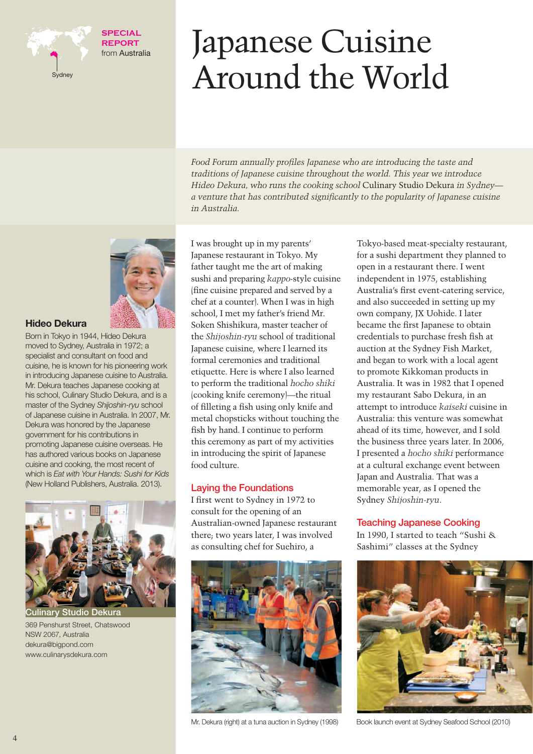**SPECIAL REPORT** from Australia

Sydney

# Japanese Cuisine Around the World

*Food Forum annually profiles Japanese who are introducing the taste and traditions of Japanese cuisine throughout the world. This year we introduce Hideo Dekura, who runs the cooking school* Culinary Studio Dekura *in Sydney—a venture that has contributed significantly to the popularity of Japanese cuisine in Australia.*

**Hideo Dekura**

Born in Tokyo in 1944, Hideo Dekura moved to Sydney, Australia in 1972; a specialist and consultant on food and cuisine, he is known for his pioneering work in introducing Japanese cuisine to Australia. Mr. Dekura teaches Japanese cooking at his school, Culinary Studio Dekura, and is a master of the Sydney *Shijoshin-ryu* school of Japanese cuisine in Australia. In 2007, Mr. Dekura was honored by the Japanese government for his contributions in promoting Japanese cuisine overseas. He has authored various books on Japanese cuisine and cooking, the most recent of which is *Eat with Your Hands: Sushi for Kids* (New Holland Publishers, Australia. 2013).

**Culinary Studio Dekura**

369 Penshurst Street, Chatswood
NSW 2067, Australia
dekura@bigpond.com
www.culinarysdekura.com

I was brought up in my parents' Japanese restaurant in Tokyo. My father taught me the art of making sushi and preparing *kappo*-style cuisine (fine cuisine prepared and served by a chef at a counter). When I was in high school, I met my father's friend Mr. Soken Shishikura, master teacher of the *Shijoshin-ryu* school of traditional Japanese cuisine, where I learned its formal ceremonies and traditional etiquette. Here is where I also learned to perform the traditional *hocho shiki* (cooking knife ceremony)—the ritual of filleting a fish using only knife and metal chopsticks without touching the fish by hand. I continue to perform this ceremony as part of my activities in introducing the spirit of Japanese food culture.

## Laying the Foundations

I first went to Sydney in 1972 to consult for the opening of an Australian-owned Japanese restaurant there; two years later, I was involved as consulting chef for Suehiro, a Tokyo-based meat-specialty restaurant, for a sushi department they planned to open in a restaurant there. I went independent in 1975, establishing Australia's first event-catering service, and also succeeded in setting up my own company, JX Uohide. I later became the first Japanese to obtain credentials to purchase fresh fish at auction at the Sydney Fish Market, and began to work with a local agent to promote Kikkoman products in Australia. It was in 1982 that I opened my restaurant Sabo Dekura, in an attempt to introduce *kaiseki* cuisine in Australia: this venture was somewhat ahead of its time, however, and I sold the business three years later. In 2006, I presented a *hocho shiki* performance at a cultural exchange event between Japan and Australia. That was a memorable year, as I opened the Sydney *Shijoshin-ryu*.

Mr. Dekura (right) at a tuna auction in Sydney (1998)

## Teaching Japanese Cooking

In 1990, I started to teach "Sushi & Sashimi" classes at the Sydney

Book launch event at Sydney Seafood School (2010)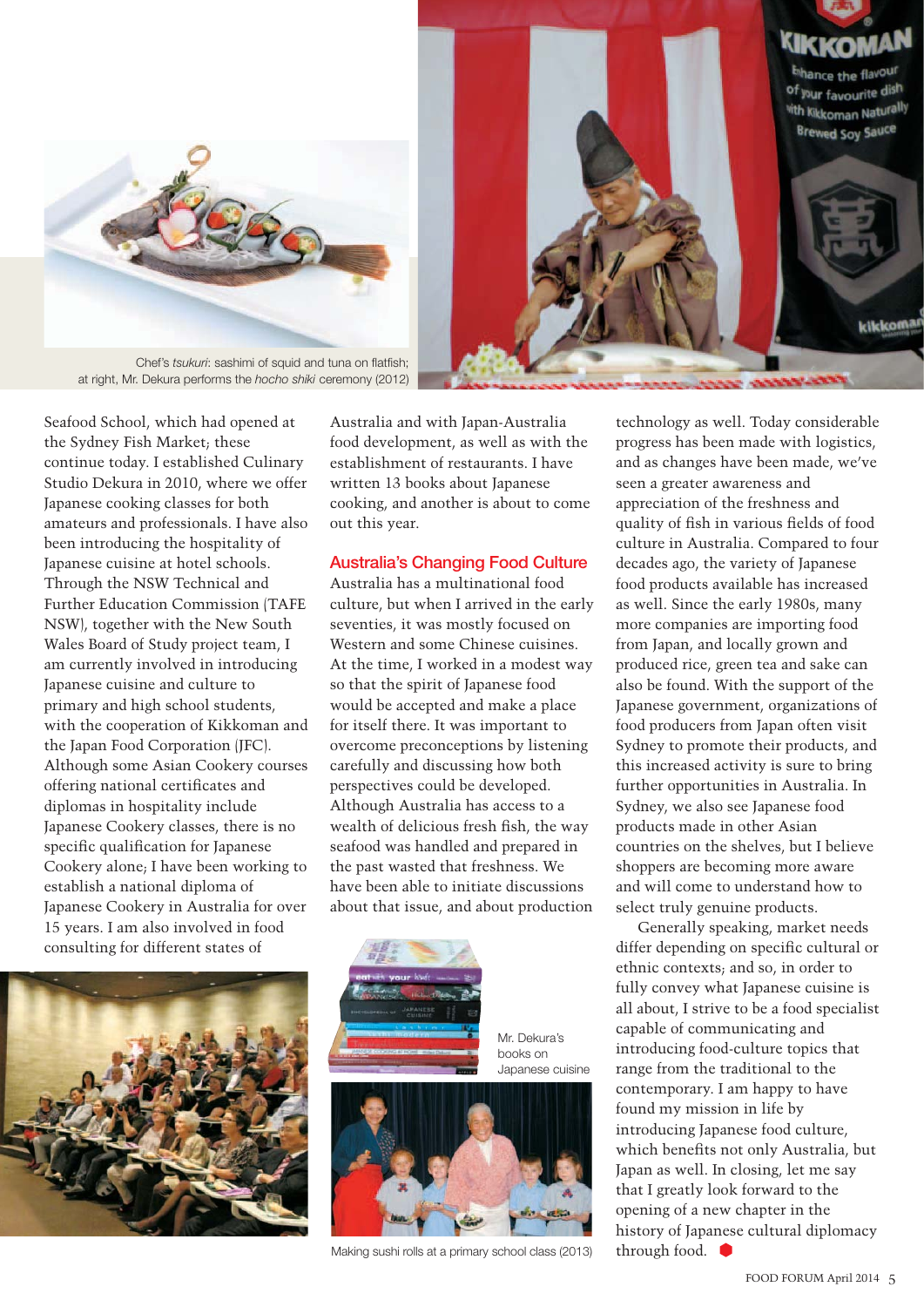Chef's *tsukuri*: sashimi of squid and tuna on flatfish; at right, Mr. Dekura performs the *hocho shiki* ceremony (2012)

Seafood School, which had opened at the Sydney Fish Market; these continue today. I established Culinary Studio Dekura in 2010, where we offer Japanese cooking classes for both amateurs and professionals. I have also been introducing the hospitality of Japanese cuisine at hotel schools. Through the NSW Technical and Further Education Commission (TAFE NSW), together with the New South Wales Board of Study project team, I am currently involved in introducing Japanese cuisine and culture to primary and high school students, with the cooperation of Kikkoman and the Japan Food Corporation (JFC). Although some Asian Cookery courses offering national certificates and diplomas in hospitality include Japanese Cookery classes, there is no specific qualification for Japanese Cookery alone; I have been working to establish a national diploma of Japanese Cookery in Australia for over 15 years. I am also involved in food consulting for different states of Australia and with Japan-Australia food development, as well as with the establishment of restaurants. I have written 13 books about Japanese cooking, and another is about to come out this year.

## Australia's Changing Food Culture

Australia has a multinational food culture, but when I arrived in the early seventies, it was mostly focused on Western and some Chinese cuisines. At the time, I worked in a modest way so that the spirit of Japanese food would be accepted and make a place for itself there. It was important to overcome preconceptions by listening carefully and discussing how both perspectives could be developed. Although Australia has access to a wealth of delicious fresh fish, the way seafood was handled and prepared in the past wasted that freshness. We have been able to initiate discussions about that issue, and about production technology as well. Today considerable progress has been made with logistics, and as changes have been made, we've seen a greater awareness and appreciation of the freshness and quality of fish in various fields of food culture in Australia. Compared to four decades ago, the variety of Japanese food products available has increased as well. Since the early 1980s, many more companies are importing food from Japan, and locally grown and produced rice, green tea and sake can also be found. With the support of the Japanese government, organizations of food producers from Japan often visit Sydney to promote their products, and this increased activity is sure to bring further opportunities in Australia. In Sydney, we also see Japanese food products made in other Asian countries on the shelves, but I believe shoppers are becoming more aware and will come to understand how to select truly genuine products.

Generally speaking, market needs differ depending on specific cultural or ethnic contexts; and so, in order to fully convey what Japanese cuisine is all about, I strive to be a food specialist capable of communicating and introducing food-culture topics that range from the traditional to the contemporary. I am happy to have found my mission in life by introducing Japanese food culture, which benefits not only Australia, but Japan as well. In closing, let me say that I greatly look forward to the opening of a new chapter in the history of Japanese cultural diplomacy through food.

Mr. Dekura's books on Japanese cuisine

Making sushi rolls at a primary school class (2013)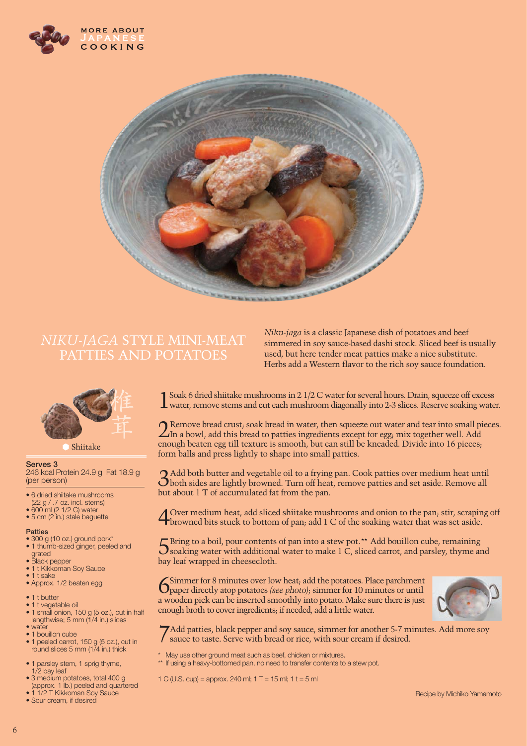# *NIKU-JAGA* STYLE MINI-MEAT PATTIES AND POTATOES

*Niku-jaga* is a classic Japanese dish of potatoes and beef simmered in soy sauce-based dashi stock. Sliced beef is usually used, but here tender meat patties make a nice substitute. Herbs add a Western flavor to the rich soy sauce foundation.

椎茸

Shiitake

**Serves 3**
246 kcal Protein 24.9 g Fat 18.9 g (per person)

- 6 dried shiitake mushrooms (22 g / .7 oz. incl. stems)
- 600 ml (2 1/2 C) water
- 5 cm (2 in.) stale baguette

**Patties**

- 300 g (10 oz.) ground pork*
- 1 thumb-sized ginger, peeled and grated
- Black pepper
- 1 t Kikkoman Soy Sauce
- 1 t sake
- Approx. 1/2 beaten egg

- 1 t butter
- 1 t vegetable oil
- 1 small onion, 150 g (5 oz.), cut in half lengthwise; 5 mm (1/4 in.) slices
- water
- 1 bouillon cube
- 1 peeled carrot, 150 g (5 oz.), cut in round slices 5 mm (1/4 in.) thick

- 1 parsley stem, 1 sprig thyme, 1/2 bay leaf
- 3 medium potatoes, total 400 g (approx. 1 lb.) peeled and quartered
- 1 1/2 T Kikkoman Soy Sauce
- Sour cream, if desired

1 Soak 6 dried shiitake mushrooms in 2 1/2 C water for several hours. Drain, squeeze off excess water, remove stems and cut each mushroom diagonally into 2-3 slices. Reserve soaking water.

2 Remove bread crust; soak bread in water, then squeeze out water and tear into small pieces. In a bowl, add this bread to patties ingredients except for egg; mix together well. Add enough beaten egg till texture is smooth, but can still be kneaded. Divide into 16 pieces; form balls and press lightly to shape into small patties.

3 Add both butter and vegetable oil to a frying pan. Cook patties over medium heat until both sides are lightly browned. Turn off heat, remove patties and set aside. Remove all but about 1 T of accumulated fat from the pan.

4 Over medium heat, add sliced shiitake mushrooms and onion to the pan; stir, scraping off browned bits stuck to bottom of pan; add 1 C of the soaking water that was set aside.

5 Bring to a boil, pour contents of pan into a stew pot.** Add bouillon cube, remaining soaking water with additional water to make 1 C, sliced carrot, and parsley, thyme and bay leaf wrapped in cheesecloth.

6 Simmer for 8 minutes over low heat; add the potatoes. Place parchment paper directly atop potatoes *(see photo)*; simmer for 10 minutes or until a wooden pick can be inserted smoothly into potato. Make sure there is just enough broth to cover ingredients; if needed, add a little water.

7 Add patties, black pepper and soy sauce, simmer for another 5-7 minutes. Add more soy sauce to taste. Serve with bread or rice, with sour cream if desired.

\* May use other ground meat such as beef, chicken or mixtures.
\** If using a heavy-bottomed pan, no need to transfer contents to a stew pot.

1 C (U.S. cup) = approx. 240 ml; 1 T = 15 ml; 1 t = 5 ml

Recipe by Michiko Yamamoto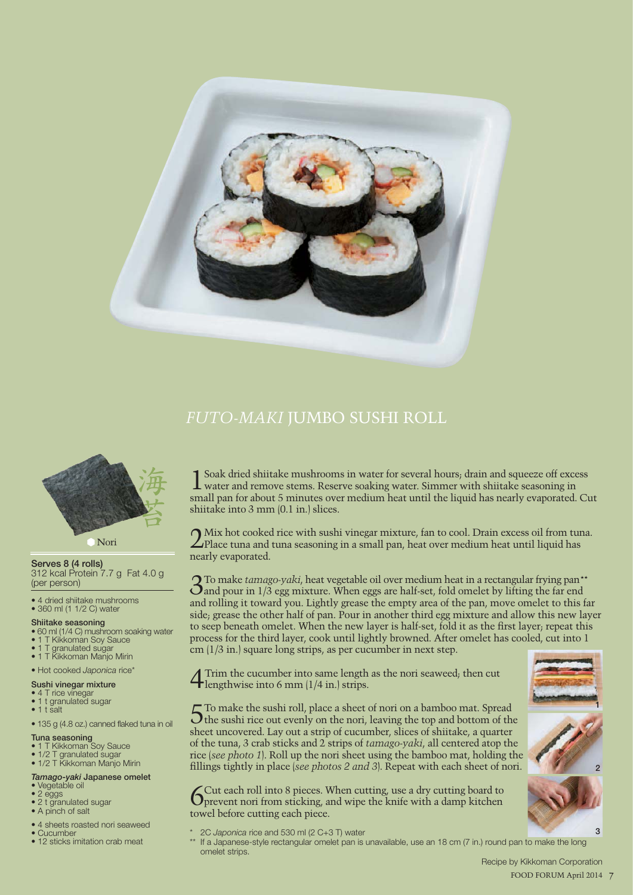# *FUTO-MAKI* JUMBO SUSHI ROLL

海苔

Nori

**Serves 8 (4 rolls)**
312 kcal Protein 7.7 g Fat 4.0 g (per person)

- 4 dried shiitake mushrooms
- 360 ml (1 1/2 C) water

**Shiitake seasoning**
- 60 ml (1/4 C) mushroom soaking water
- 1 T Kikkoman Soy Sauce
- 1 T granulated sugar
- 1 T Kikkoman Manjo Mirin

- Hot cooked *Japonica* rice*

**Sushi vinegar mixture**
- 4 T rice vinegar
- 1 t granulated sugar
- 1 t salt

- 135 g (4.8 oz.) canned flaked tuna in oil

**Tuna seasoning**
- 1 T Kikkoman Soy Sauce
- 1/2 T granulated sugar
- 1/2 T Kikkoman Manjo Mirin

***Tamago-yaki* Japanese omelet**
- Vegetable oil
- 2 eggs
- 2 t granulated sugar
- A pinch of salt

- 4 sheets roasted nori seaweed
- Cucumber
- 12 sticks imitation crab meat

1 Soak dried shiitake mushrooms in water for several hours; drain and squeeze off excess water and remove stems. Reserve soaking water. Simmer with shiitake seasoning in small pan for about 5 minutes over medium heat until the liquid has nearly evaporated. Cut shiitake into 3 mm (0.1 in.) slices.

2 Mix hot cooked rice with sushi vinegar mixture, fan to cool. Drain excess oil from tuna. Place tuna and tuna seasoning in a small pan, heat over medium heat until liquid has nearly evaporated.

3 To make *tamago-yaki*, heat vegetable oil over medium heat in a rectangular frying pan** and pour in 1/3 egg mixture. When eggs are half-set, fold omelet by lifting the far end and rolling it toward you. Lightly grease the empty area of the pan, move omelet to this far side; grease the other half of pan. Pour in another third egg mixture and allow this new layer to seep beneath omelet. When the new layer is half-set, fold it as the first layer; repeat this process for the third layer, cook until lightly browned. After omelet has cooled, cut into 1 cm (1/3 in.) square long strips, as per cucumber in next step.

4 Trim the cucumber into same length as the nori seaweed; then cut lengthwise into 6 mm (1/4 in.) strips.

5 To make the sushi roll, place a sheet of nori on a bamboo mat. Spread the sushi rice out evenly on the nori, leaving the top and bottom of the sheet uncovered. Lay out a strip of cucumber, slices of shiitake, a quarter of the tuna, 3 crab sticks and 2 strips of *tamago-yaki*, all centered atop the rice (*see photo 1*). Roll up the nori sheet using the bamboo mat, holding the fillings tightly in place (*see photos 2 and 3*). Repeat with each sheet of nori.

6 Cut each roll into 8 pieces. When cutting, use a dry cutting board to prevent nori from sticking, and wipe the knife with a damp kitchen towel before cutting each piece.

\* 2C *Japonica* rice and 530 ml (2 C+3 T) water

\*\* If a Japanese-style rectangular omelet pan is unavailable, use an 18 cm (7 in.) round pan to make the long omelet strips.

Recipe by Kikkoman Corporation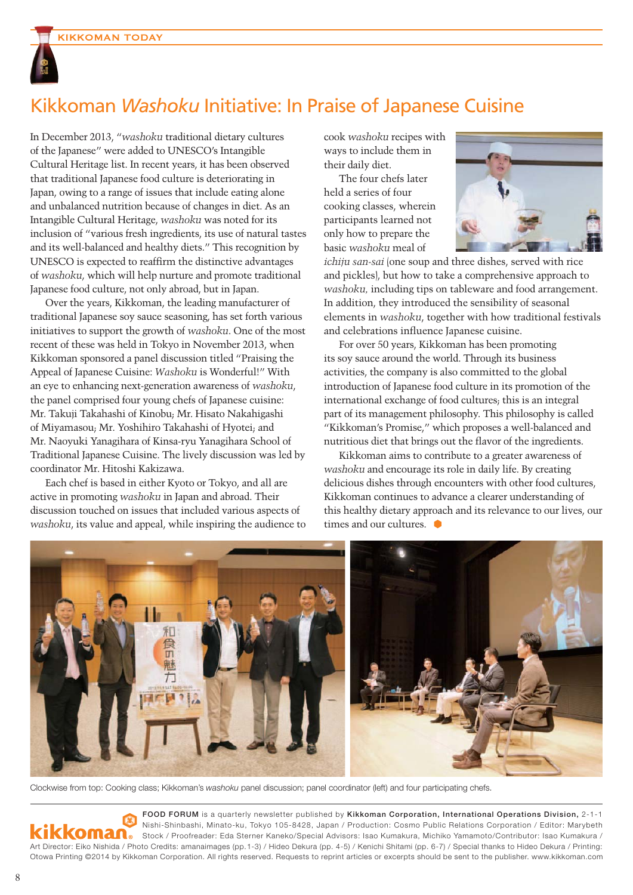KIKKOMAN TODAY

# Kikkoman *Washoku* Initiative: In Praise of Japanese Cuisine

In December 2013, "*washoku* traditional dietary cultures of the Japanese" were added to UNESCO's Intangible Cultural Heritage list. In recent years, it has been observed that traditional Japanese food culture is deteriorating in Japan, owing to a range of issues that include eating alone and unbalanced nutrition because of changes in diet. As an Intangible Cultural Heritage, *washoku* was noted for its inclusion of "various fresh ingredients, its use of natural tastes and its well-balanced and healthy diets." This recognition by UNESCO is expected to reaffirm the distinctive advantages of *washoku*, which will help nurture and promote traditional Japanese food culture, not only abroad, but in Japan.

Over the years, Kikkoman, the leading manufacturer of traditional Japanese soy sauce seasoning, has set forth various initiatives to support the growth of *washoku*. One of the most recent of these was held in Tokyo in November 2013, when Kikkoman sponsored a panel discussion titled "Praising the Appeal of Japanese Cuisine: *Washoku* is Wonderful!" With an eye to enhancing next-generation awareness of *washoku*, the panel comprised four young chefs of Japanese cuisine: Mr. Takuji Takahashi of Kinobu; Mr. Hisato Nakahigashi of Miyamasou; Mr. Yoshihiro Takahashi of Hyotei; and Mr. Naoyuki Yanagihara of Kinsa-ryu Yanagihara School of Traditional Japanese Cuisine. The lively discussion was led by coordinator Mr. Hitoshi Kakizawa.

Each chef is based in either Kyoto or Tokyo, and all are active in promoting *washoku* in Japan and abroad. Their discussion touched on issues that included various aspects of *washoku*, its value and appeal, while inspiring the audience to cook *washoku* recipes with ways to include them in their daily diet.

The four chefs later held a series of four cooking classes, wherein participants learned not only how to prepare the basic *washoku* meal of *ichiju san-sai* (one soup and three dishes, served with rice and pickles), but how to take a comprehensive approach to *washoku*, including tips on tableware and food arrangement. In addition, they introduced the sensibility of seasonal elements in *washoku*, together with how traditional festivals and celebrations influence Japanese cuisine.

For over 50 years, Kikkoman has been promoting its soy sauce around the world. Through its business activities, the company is also committed to the global introduction of Japanese food culture in its promotion of the international exchange of food cultures; this is an integral part of its management philosophy. This philosophy is called "Kikkoman's Promise," which proposes a well-balanced and nutritious diet that brings out the flavor of the ingredients.

Kikkoman aims to contribute to a greater awareness of *washoku* and encourage its role in daily life. By creating delicious dishes through encounters with other food cultures, Kikkoman continues to advance a clearer understanding of this healthy dietary approach and its relevance to our lives, our times and our cultures.

Clockwise from top: Cooking class; Kikkoman's *washoku* panel discussion; panel coordinator (left) and four participating chefs.

**FOOD FORUM** is a quarterly newsletter published by **Kikkoman Corporation, International Operations Division,** 2-1-1 Nishi-Shinbashi, Minato-ku, Tokyo 105-8428, Japan / Production: Cosmo Public Relations Corporation / Editor: Marybeth Stock / Proofreader: Eda Sterner Kaneko/Special Advisors: Isao Kumakura, Michiko Yamamoto/Contributor: Isao Kumakura / Art Director: Eiko Nishida / Photo Credits: amanaimages (pp.1-3) / Hideo Dekura (pp. 4-5) / Kenichi Shitami (pp. 6-7) / Special thanks to Hideo Dekura / Printing: Otowa Printing ©2014 by Kikkoman Corporation. All rights reserved. Requests to reprint articles or excerpts should be sent to the publisher. www.kikkoman.com